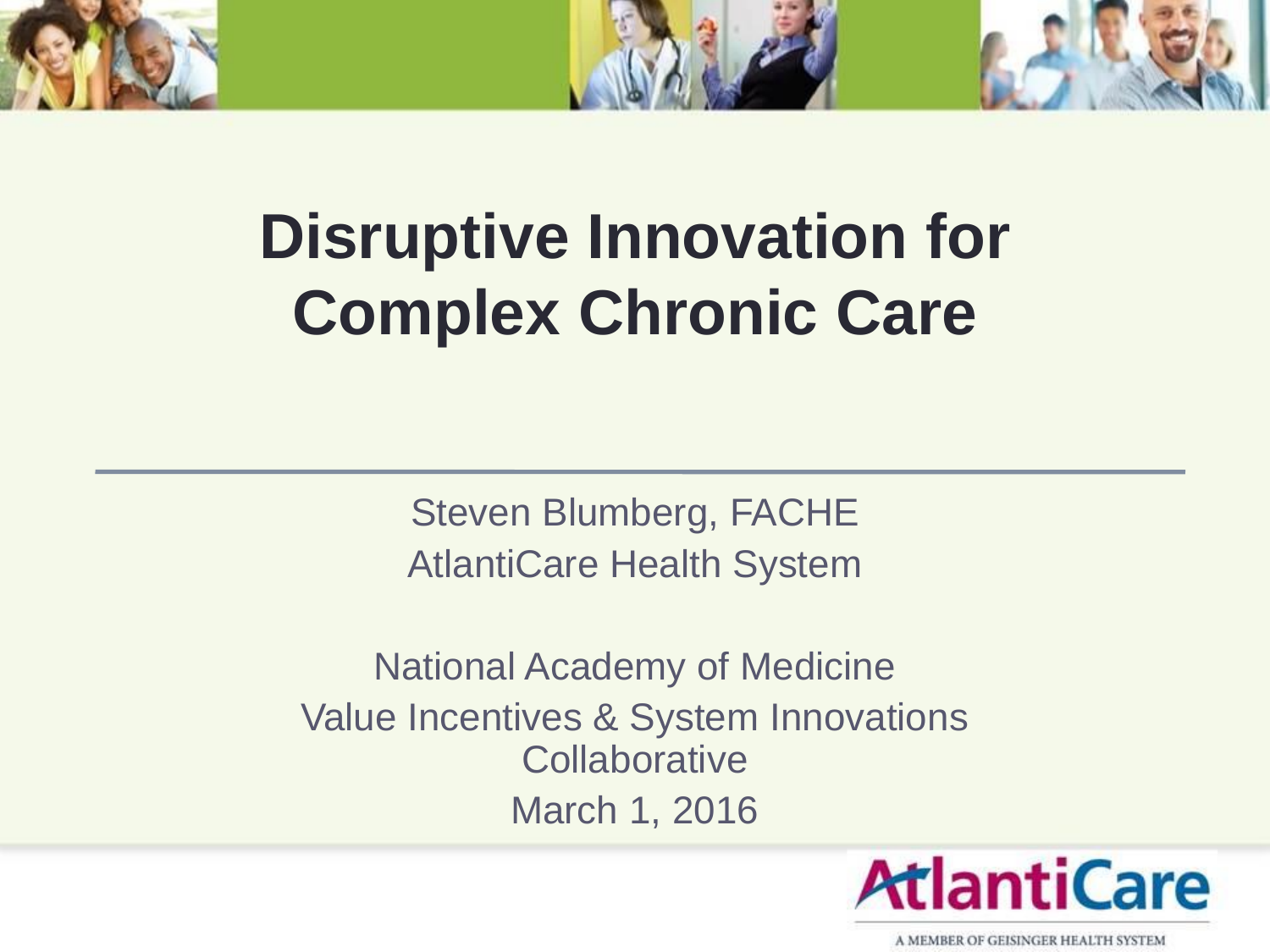# Disruptive Innovation for Complex Chronic Care

Steven Blumberg, FACHE
AtlantiCare Health System

National Academy of Medicine
Value Incentives & System Innovations Collaborative
March 1, 2016

AtlantiCare
A MEMBER OF GEISINGER HEALTH SYSTEM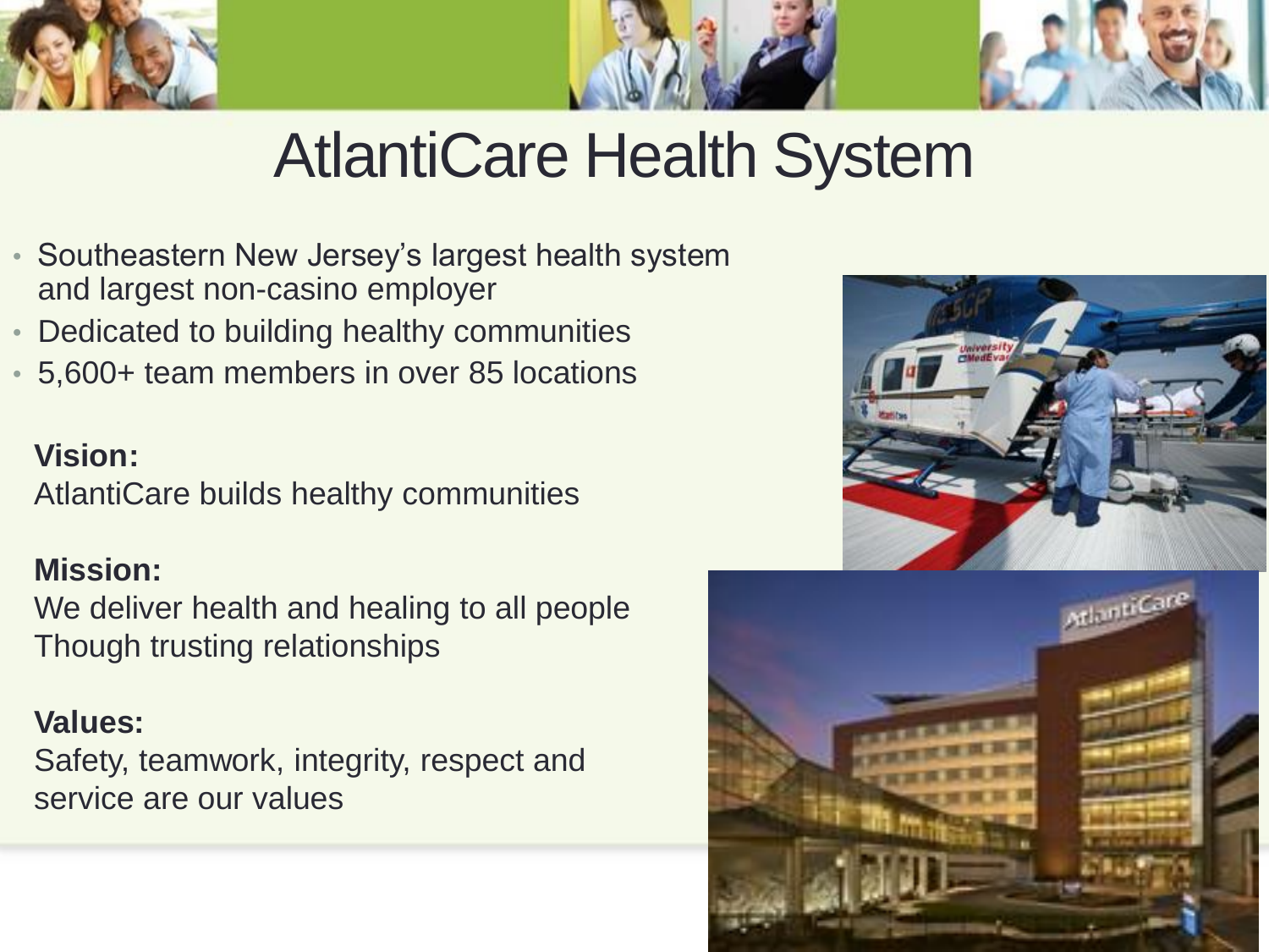# AtlantiCare Health System

- Southeastern New Jersey's largest health system and largest non-casino employer
- Dedicated to building healthy communities
- 5,600+ team members in over 85 locations

**Vision:**
AtlantiCare builds healthy communities

**Mission:**
We deliver health and healing to all people
Though trusting relationships

**Values:**
Safety, teamwork, integrity, respect and service are our values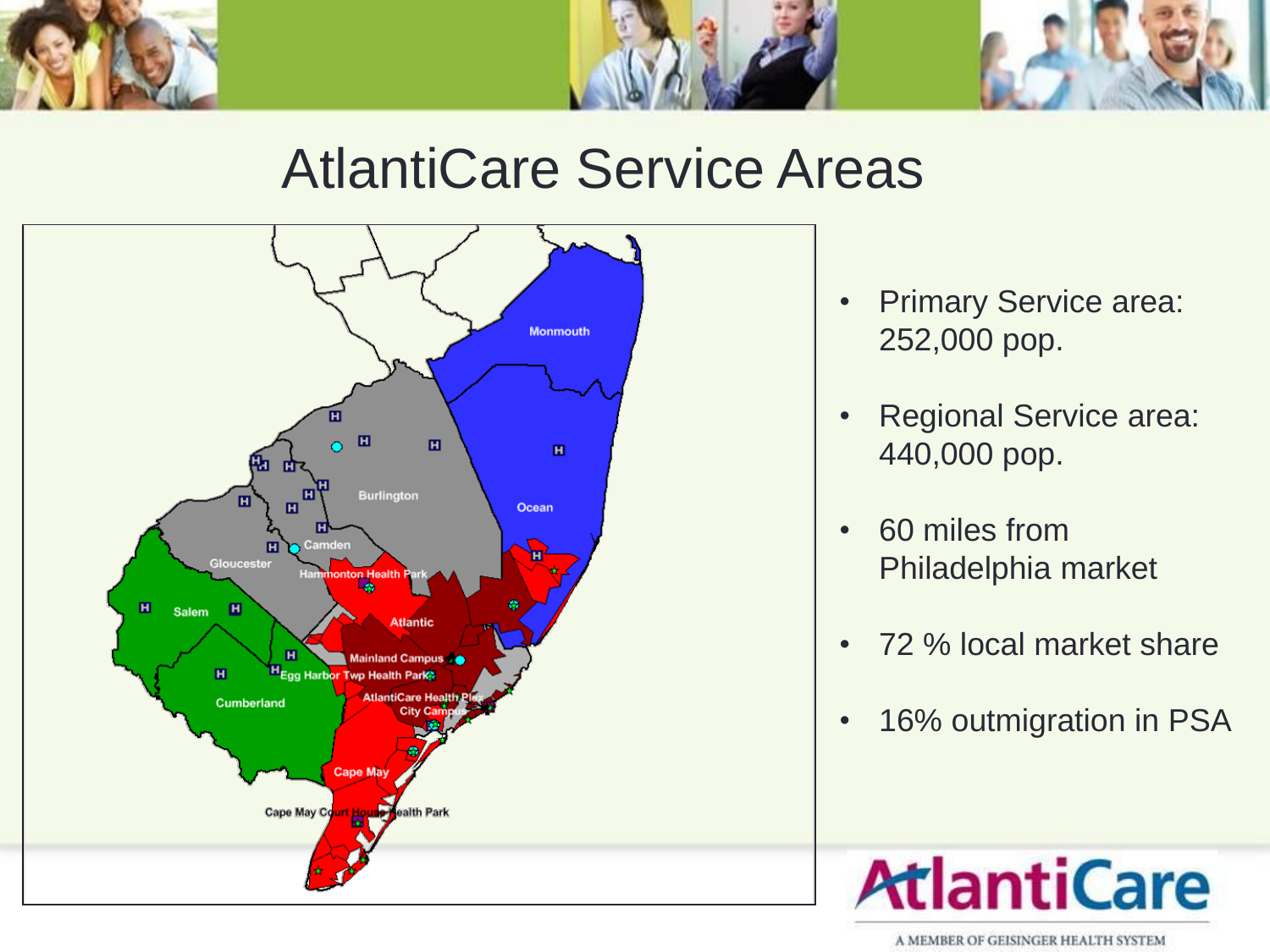# AtlantiCare Service Areas

- Primary Service area: 252,000 pop.
- Regional Service area: 440,000 pop.
- 60 miles from Philadelphia market
- 72 % local market share
- 16% outmigration in PSA

AtlantiCare

A MEMBER OF GEISINGER HEALTH SYSTEM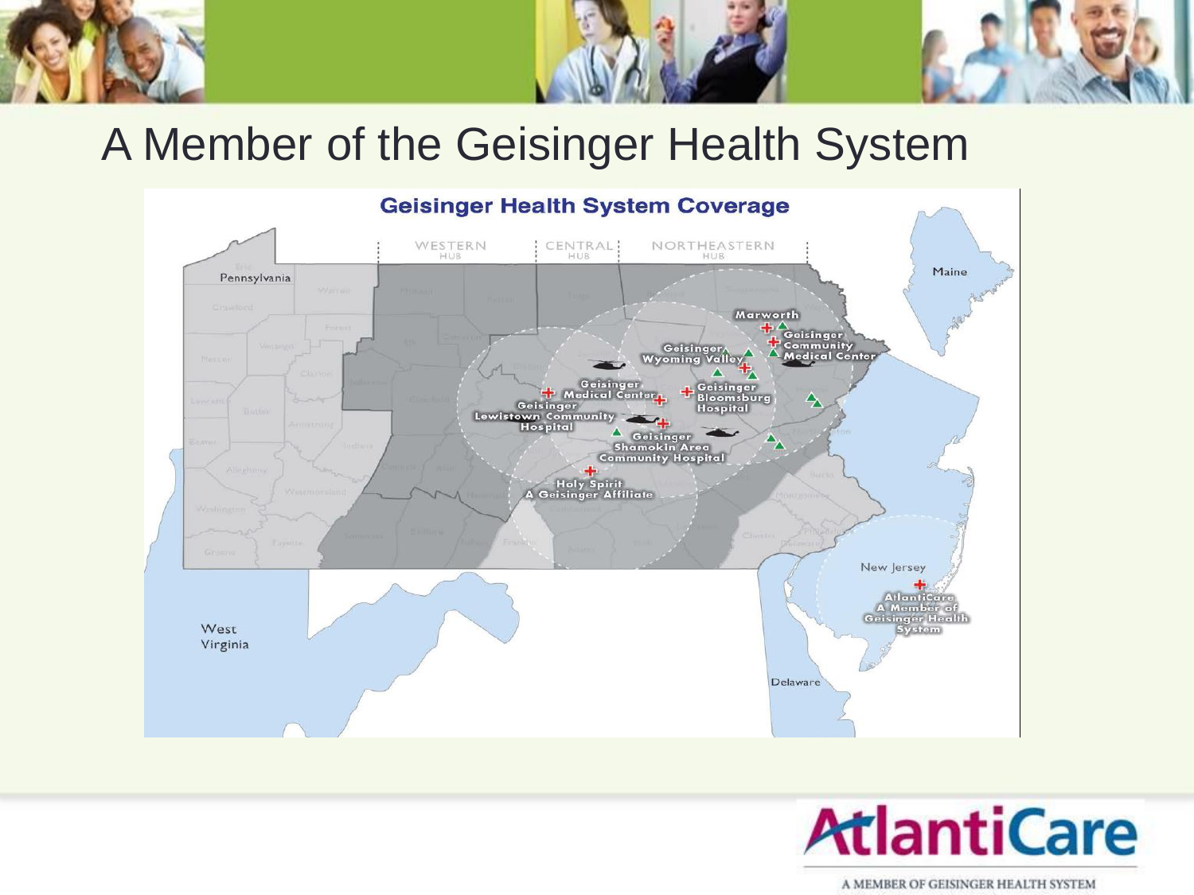# A Member of the Geisinger Health System

**Geisinger Health System Coverage**

WESTERN HUB | CENTRAL HUB | NORTHEASTERN HUB

Pennsylvania

Maine

Marworth

Geisinger Community Medical Center

Geisinger Wyoming Valley

Geisinger Medical Center

Geisinger Bloomsburg Hospital

Geisinger Lewistown Community Hospital

Geisinger Shamokin Area Community Hospital

Holy Spirit A Geisinger Affiliate

New Jersey

AtlantiCare A Member of Geisinger Health System

West Virginia

Delaware

AtlantiCare

A MEMBER OF GEISINGER HEALTH SYSTEM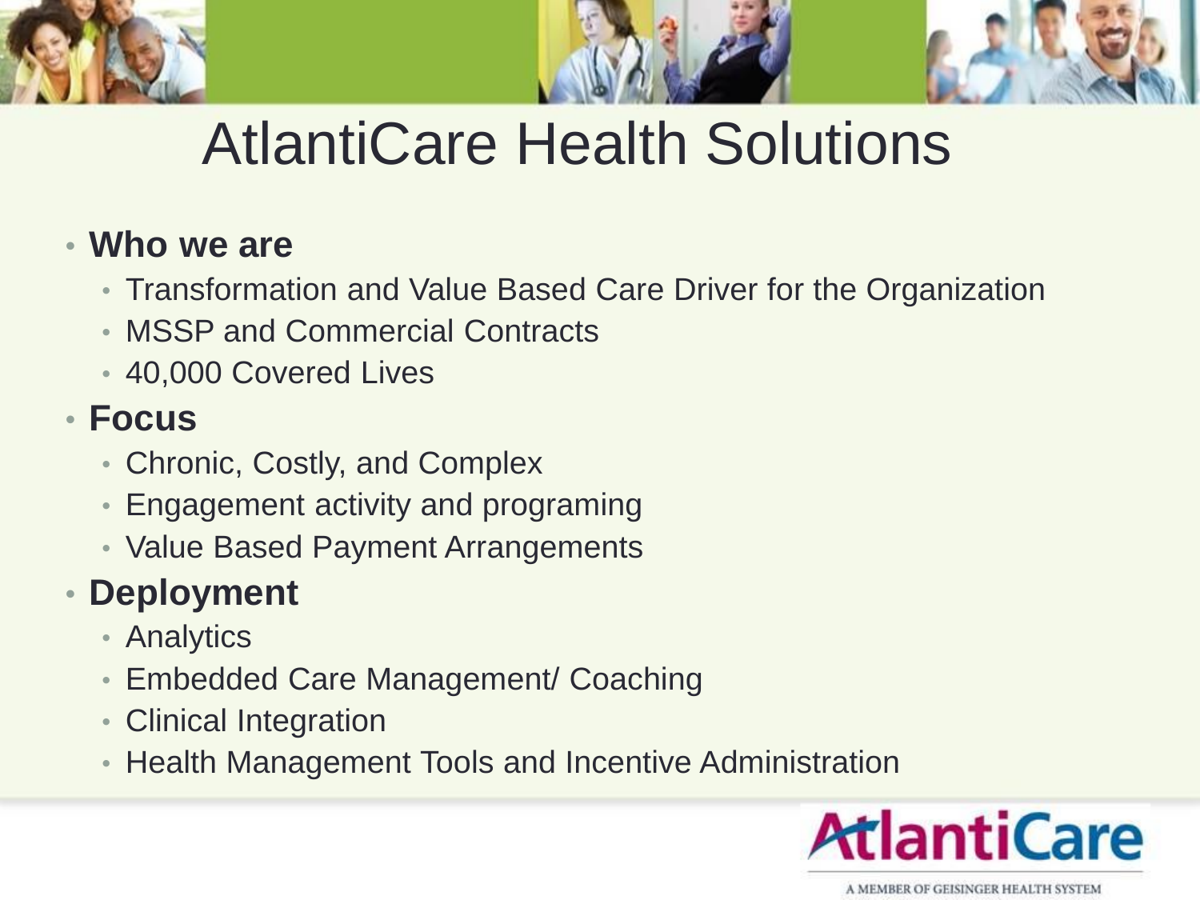# AtlantiCare Health Solutions

- **Who we are**
  - Transformation and Value Based Care Driver for the Organization
  - MSSP and Commercial Contracts
  - 40,000 Covered Lives
- **Focus**
  - Chronic, Costly, and Complex
  - Engagement activity and programing
  - Value Based Payment Arrangements
- **Deployment**
  - Analytics
  - Embedded Care Management/ Coaching
  - Clinical Integration
  - Health Management Tools and Incentive Administration

AtlantiCare

A MEMBER OF GEISINGER HEALTH SYSTEM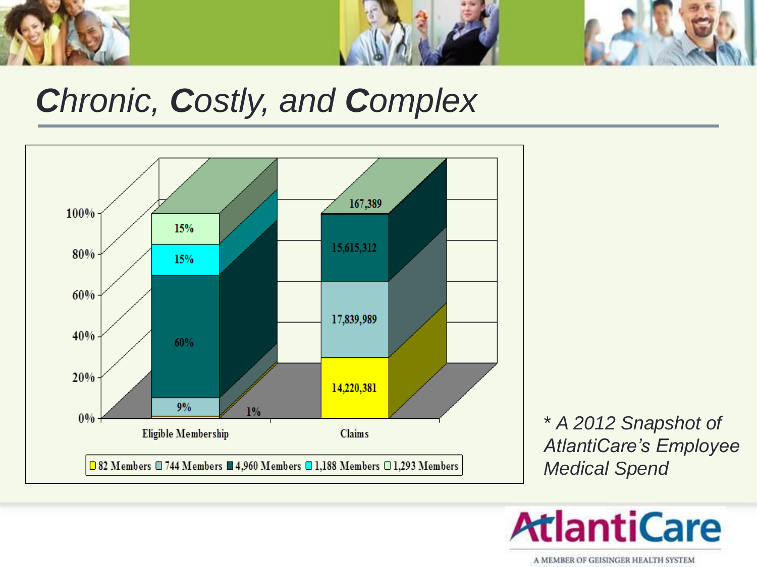# *Chronic, Costly, and Complex*

| | Eligible Membership | Claims |
|---|---|---|
| 82 Members | 1% | 14,220,381 |
| 744 Members | 9% | 17,839,989 |
| 4,960 Members | 60% | 15,615,312 |
| 1,188 Members | 15% | |
| 1,293 Members | 15% | 167,389 |

*\* A 2012 Snapshot of AtlantiCare's Employee Medical Spend*

AtlantiCare

A MEMBER OF GEISINGER HEALTH SYSTEM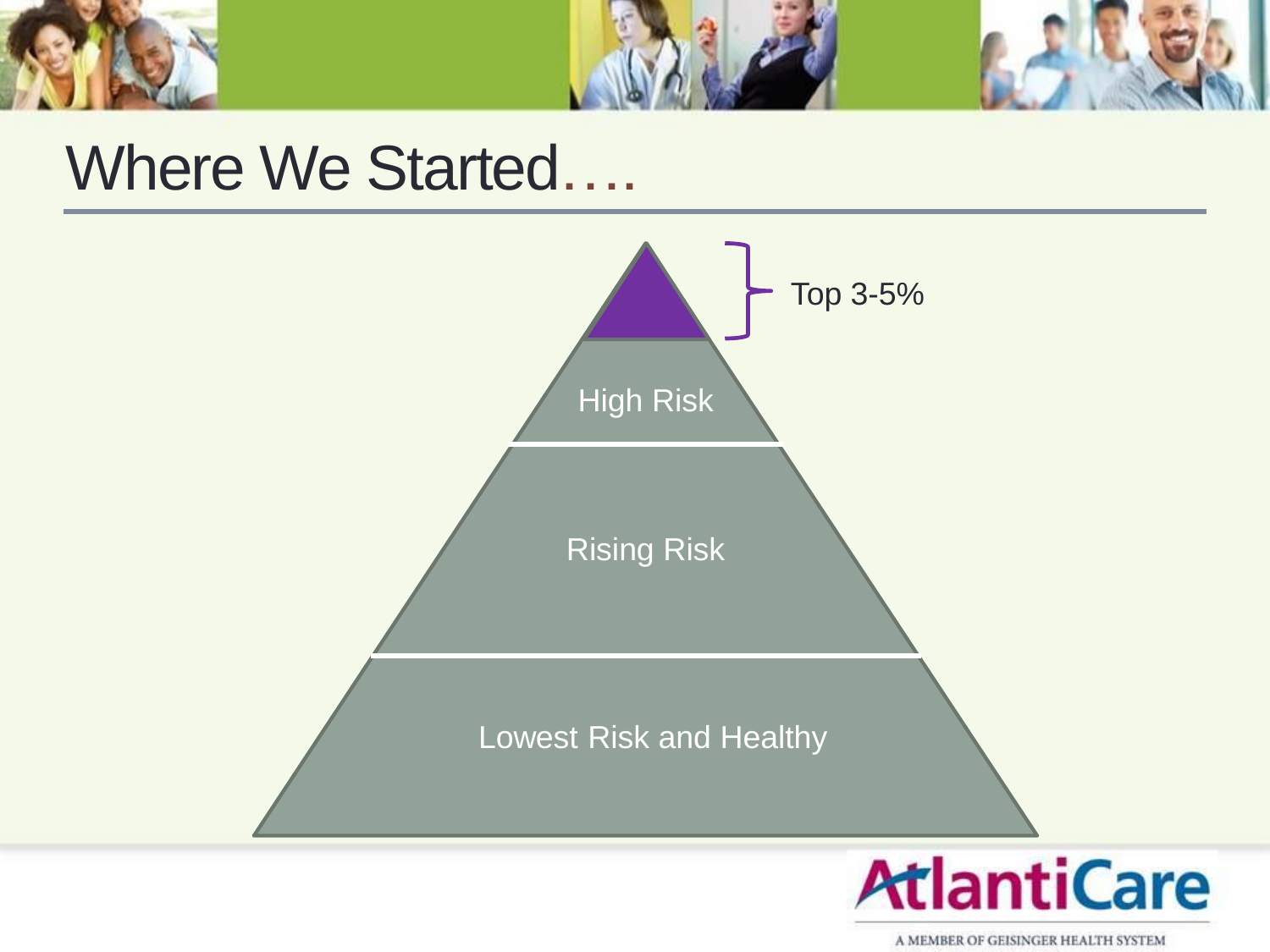# Where We Started….

Top 3-5%

High Risk

Rising Risk

Lowest Risk and Healthy

AtlantiCare

A MEMBER OF GEISINGER HEALTH SYSTEM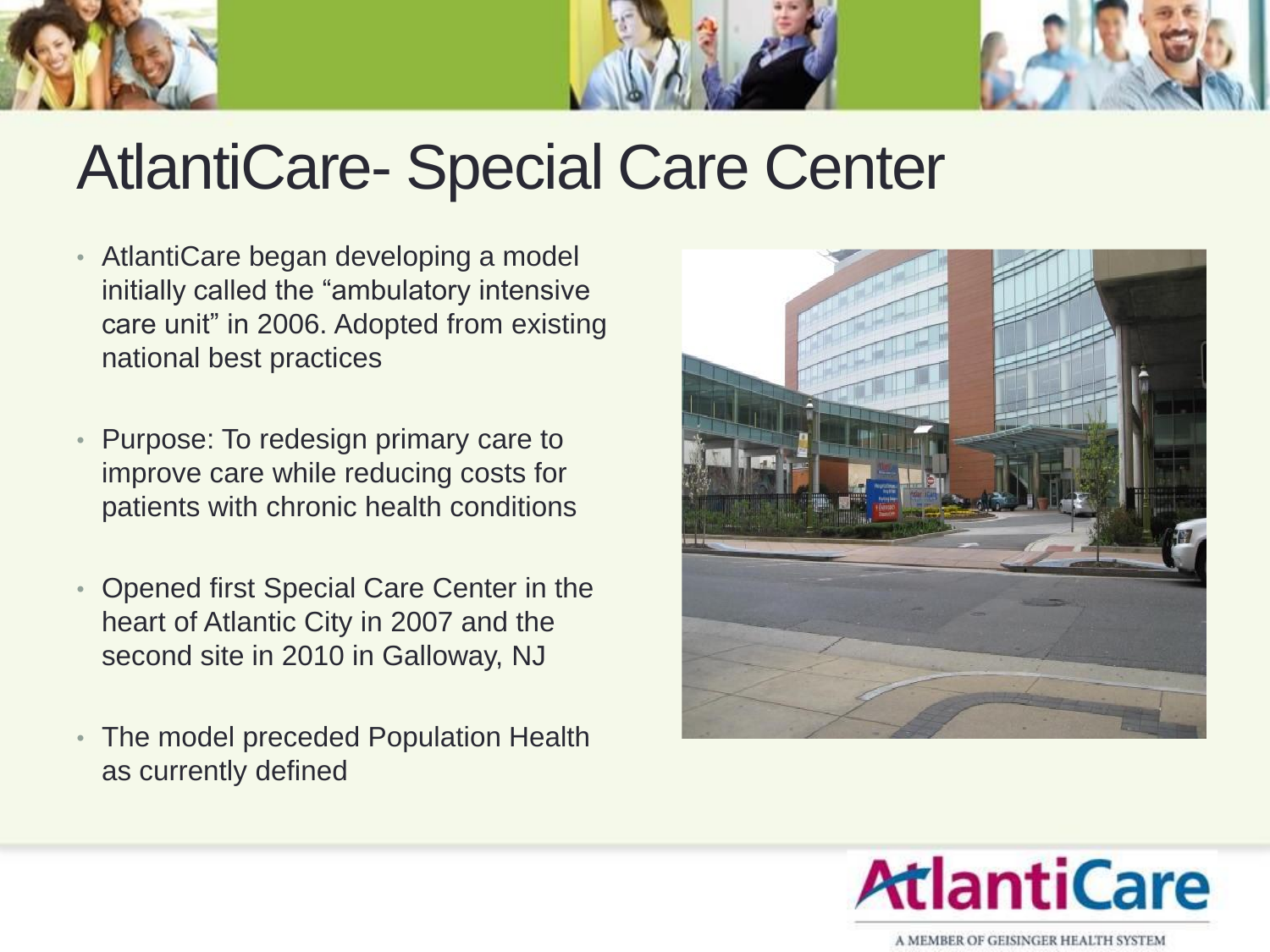# AtlantiCare- Special Care Center

- AtlantiCare began developing a model initially called the "ambulatory intensive care unit" in 2006. Adopted from existing national best practices
- Purpose: To redesign primary care to improve care while reducing costs for patients with chronic health conditions
- Opened first Special Care Center in the heart of Atlantic City in 2007 and the second site in 2010 in Galloway, NJ
- The model preceded Population Health as currently defined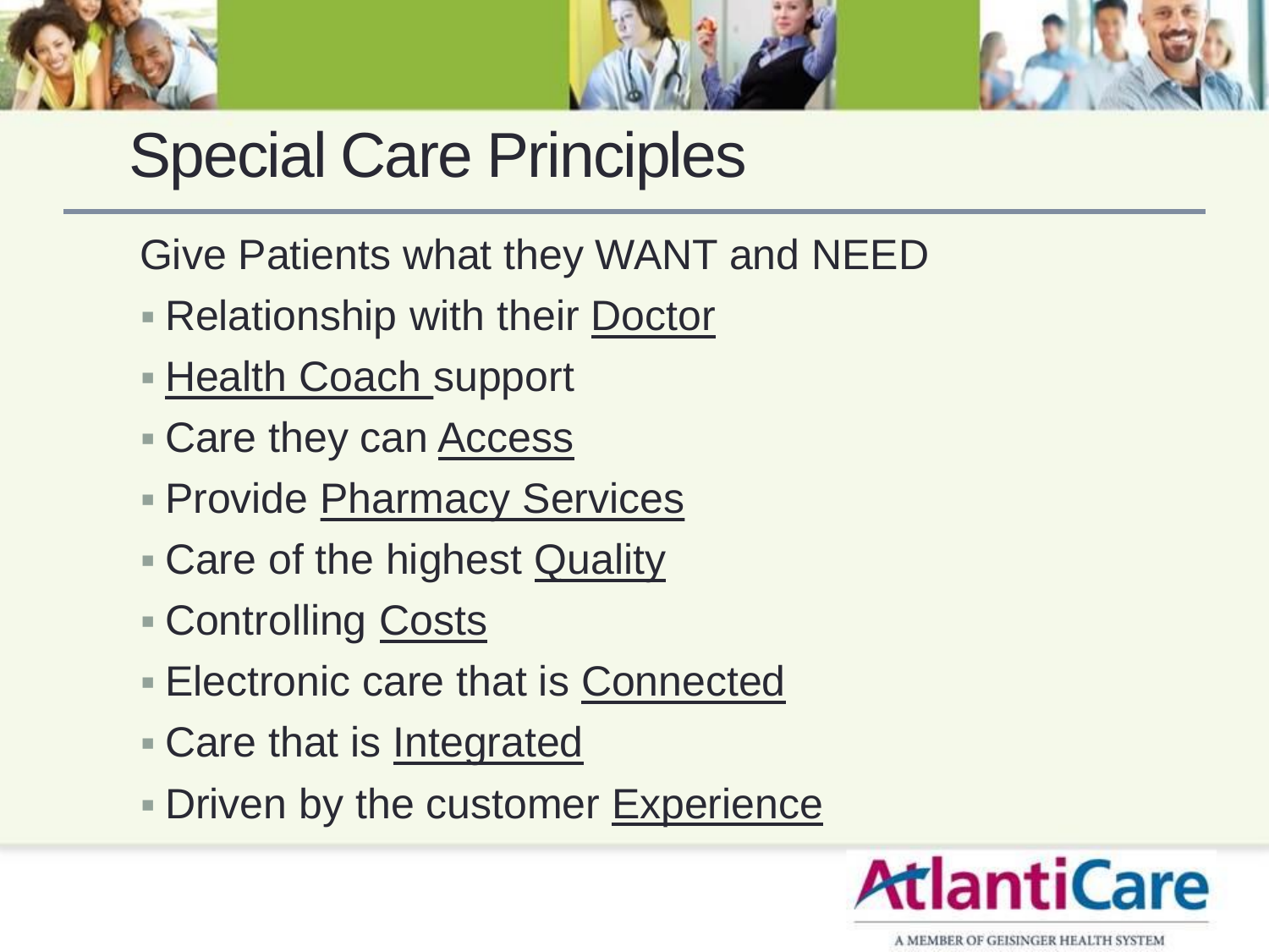# Special Care Principles

Give Patients what they WANT and NEED

- Relationship with their Doctor
- Health Coach support
- Care they can Access
- Provide Pharmacy Services
- Care of the highest Quality
- Controlling Costs
- Electronic care that is Connected
- Care that is Integrated
- Driven by the customer Experience

AtlantiCare

A MEMBER OF GEISINGER HEALTH SYSTEM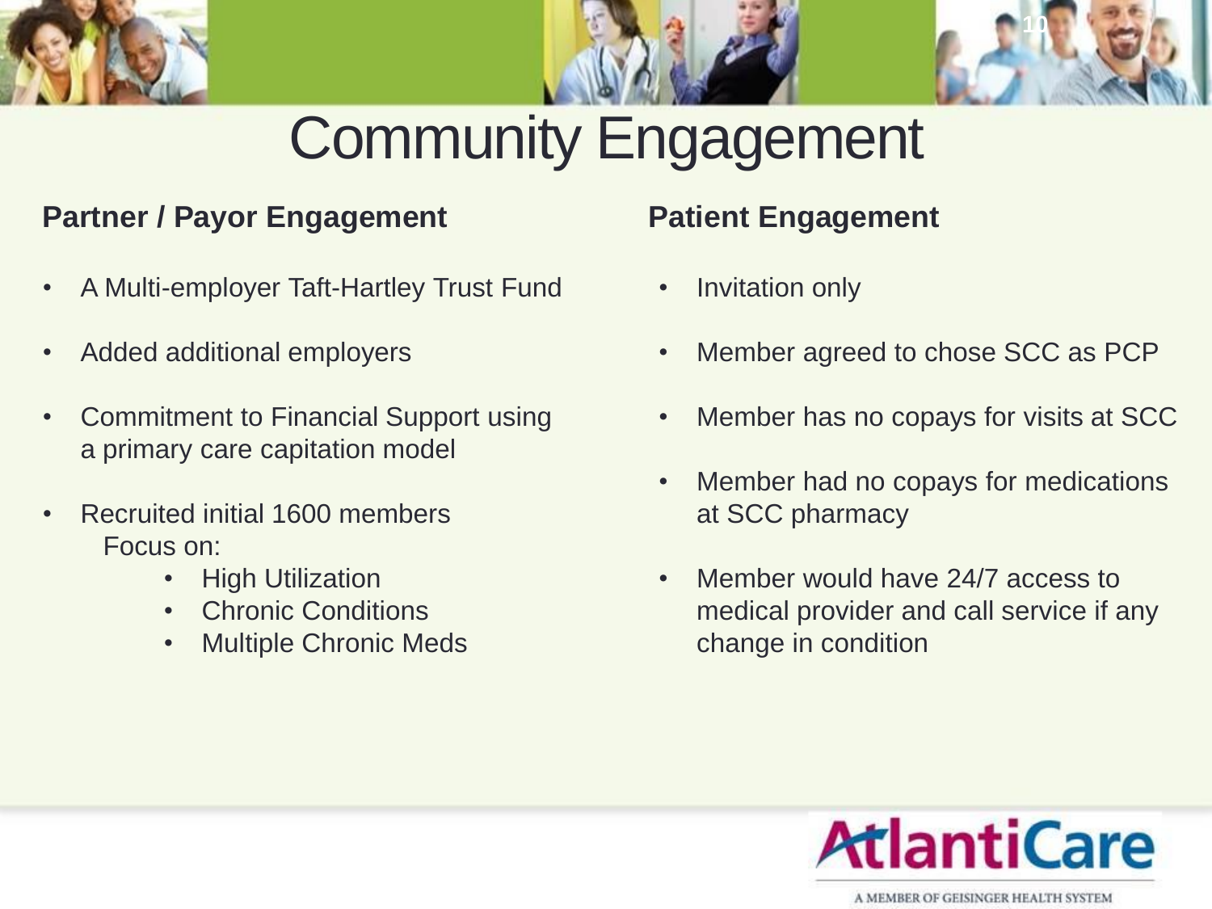# Community Engagement

## Partner / Payor Engagement

- A Multi-employer Taft-Hartley Trust Fund
- Added additional employers
- Commitment to Financial Support using a primary care capitation model
- Recruited initial 1600 members
  Focus on:
    - High Utilization
    - Chronic Conditions
    - Multiple Chronic Meds

## Patient Engagement

- Invitation only
- Member agreed to chose SCC as PCP
- Member has no copays for visits at SCC
- Member had no copays for medications at SCC pharmacy
- Member would have 24/7 access to medical provider and call service if any change in condition

AtlantiCare

A MEMBER OF GEISINGER HEALTH SYSTEM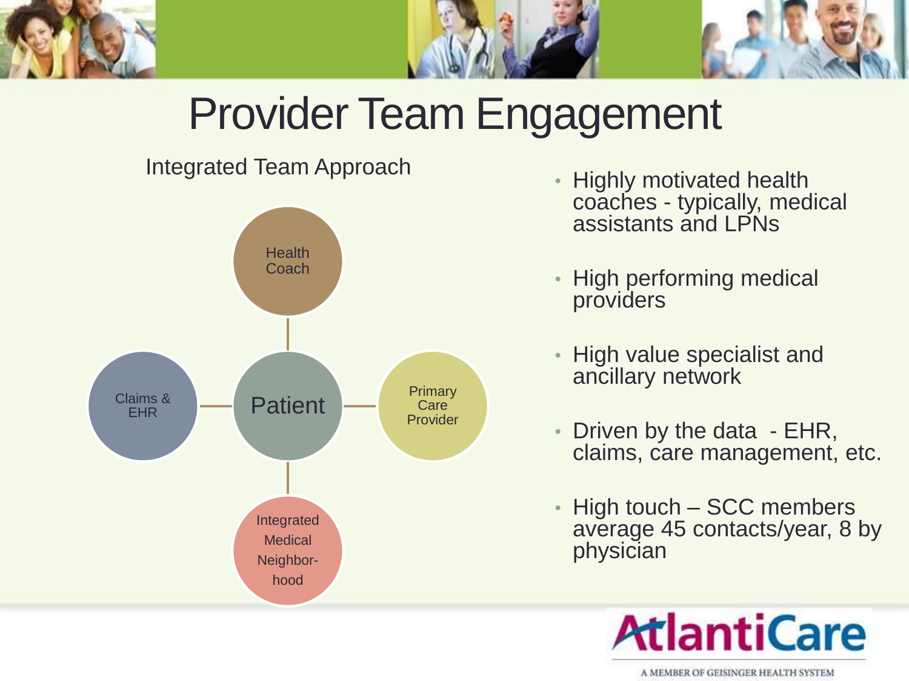# Provider Team Engagement

## Integrated Team Approach

- Health Coach
- Claims & EHR
- Patient
- Primary Care Provider
- Integrated Medical Neighbor-hood

- Highly motivated health coaches - typically, medical assistants and LPNs
- High performing medical providers
- High value specialist and ancillary network
- Driven by the data - EHR, claims, care management, etc.
- High touch – SCC members average 45 contacts/year, 8 by physician

AtlantiCare

A MEMBER OF GEISINGER HEALTH SYSTEM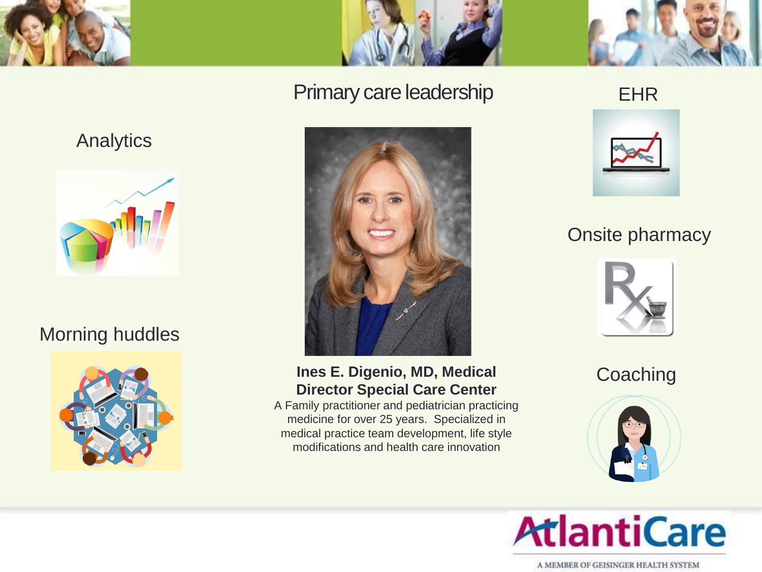## Primary care leadership

Analytics

Morning huddles

**Ines E. Digenio, MD, Medical Director Special Care Center**

A Family practitioner and pediatrician practicing medicine for over 25 years. Specialized in medical practice team development, life style modifications and health care innovation

EHR

Onsite pharmacy

Coaching

AtlantiCare

A MEMBER OF GEISINGER HEALTH SYSTEM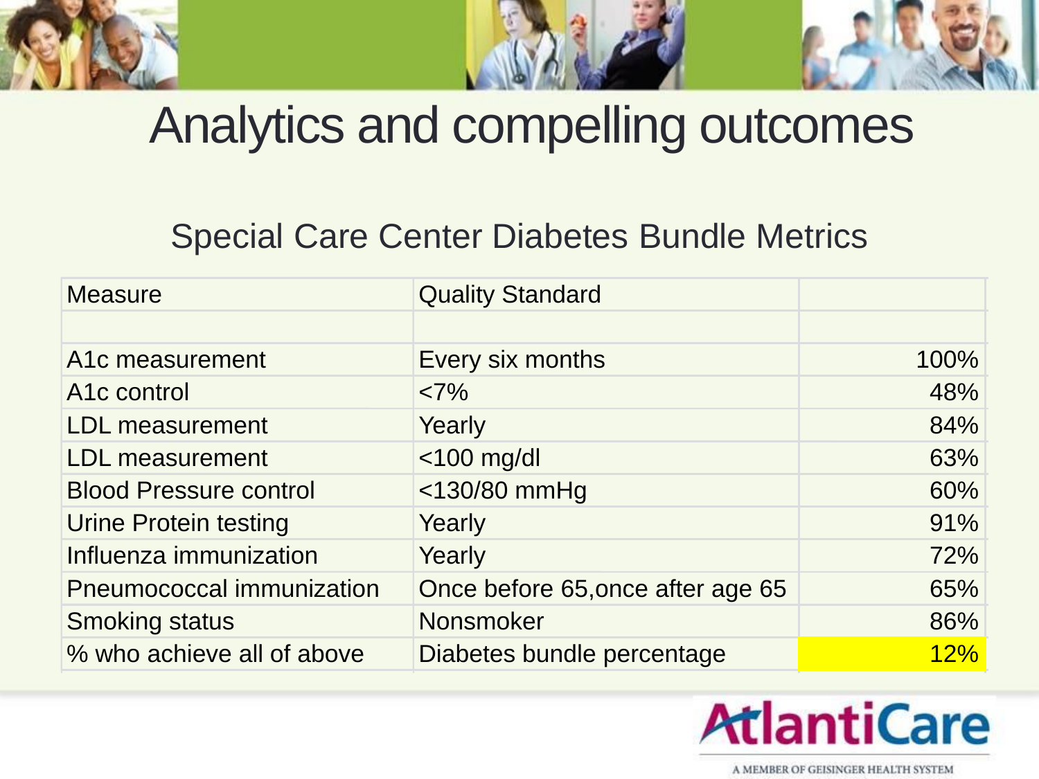# Analytics and compelling outcomes

## Special Care Center Diabetes Bundle Metrics

| Measure | Quality Standard | |
|---|---|---|
| | | |
| A1c measurement | Every six months | 100% |
| A1c control | <7% | 48% |
| LDL measurement | Yearly | 84% |
| LDL measurement | <100 mg/dl | 63% |
| Blood Pressure control | <130/80 mmHg | 60% |
| Urine Protein testing | Yearly | 91% |
| Influenza immunization | Yearly | 72% |
| Pneumococcal immunization | Once before 65,once after age 65 | 65% |
| Smoking status | Nonsmoker | 86% |
| % who achieve all of above | Diabetes bundle percentage | 12% |

AtlantiCare

A MEMBER OF GEISINGER HEALTH SYSTEM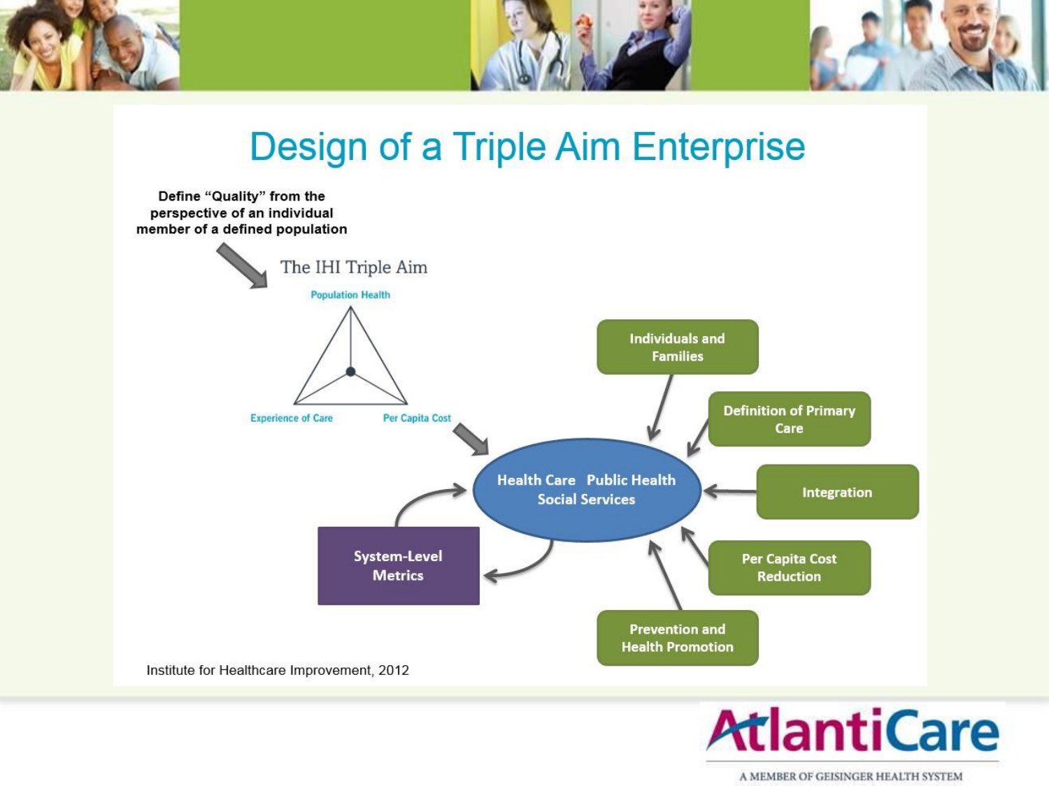# Design of a Triple Aim Enterprise

**Define "Quality" from the perspective of an individual member of a defined population**

The IHI Triple Aim

- Population Health
- Experience of Care
- Per Capita Cost

Health Care Public Health Social Services

- Individuals and Families
- Definition of Primary Care
- Integration
- Per Capita Cost Reduction
- Prevention and Health Promotion
- System-Level Metrics

Institute for Healthcare Improvement, 2012

AtlantiCare

A MEMBER OF GEISINGER HEALTH SYSTEM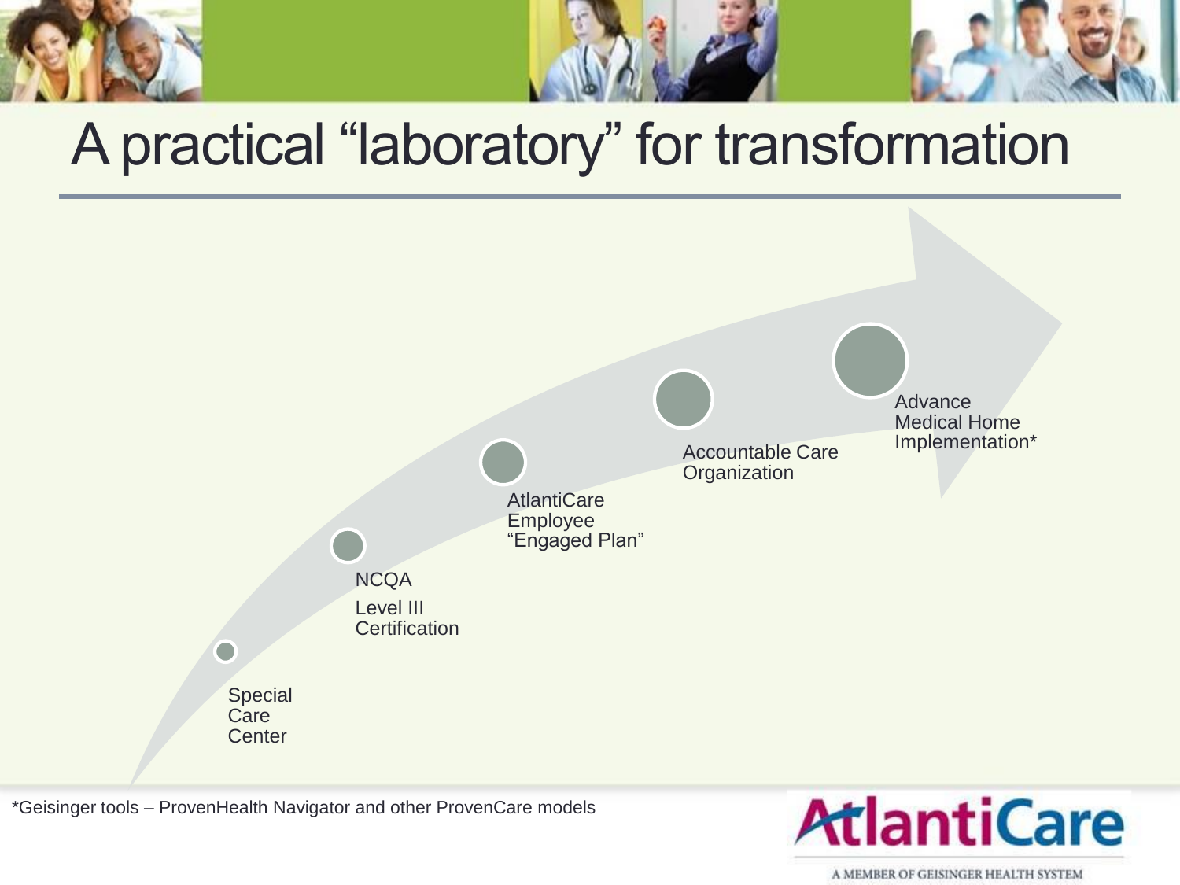# A practical "laboratory" for transformation

- Special Care Center
- NCQA Level III Certification
- AtlantiCare Employee "Engaged Plan"
- Accountable Care Organization
- Advance Medical Home Implementation*

*Geisinger tools – ProvenHealth Navigator and other ProvenCare models

AtlantiCare
A MEMBER OF GEISINGER HEALTH SYSTEM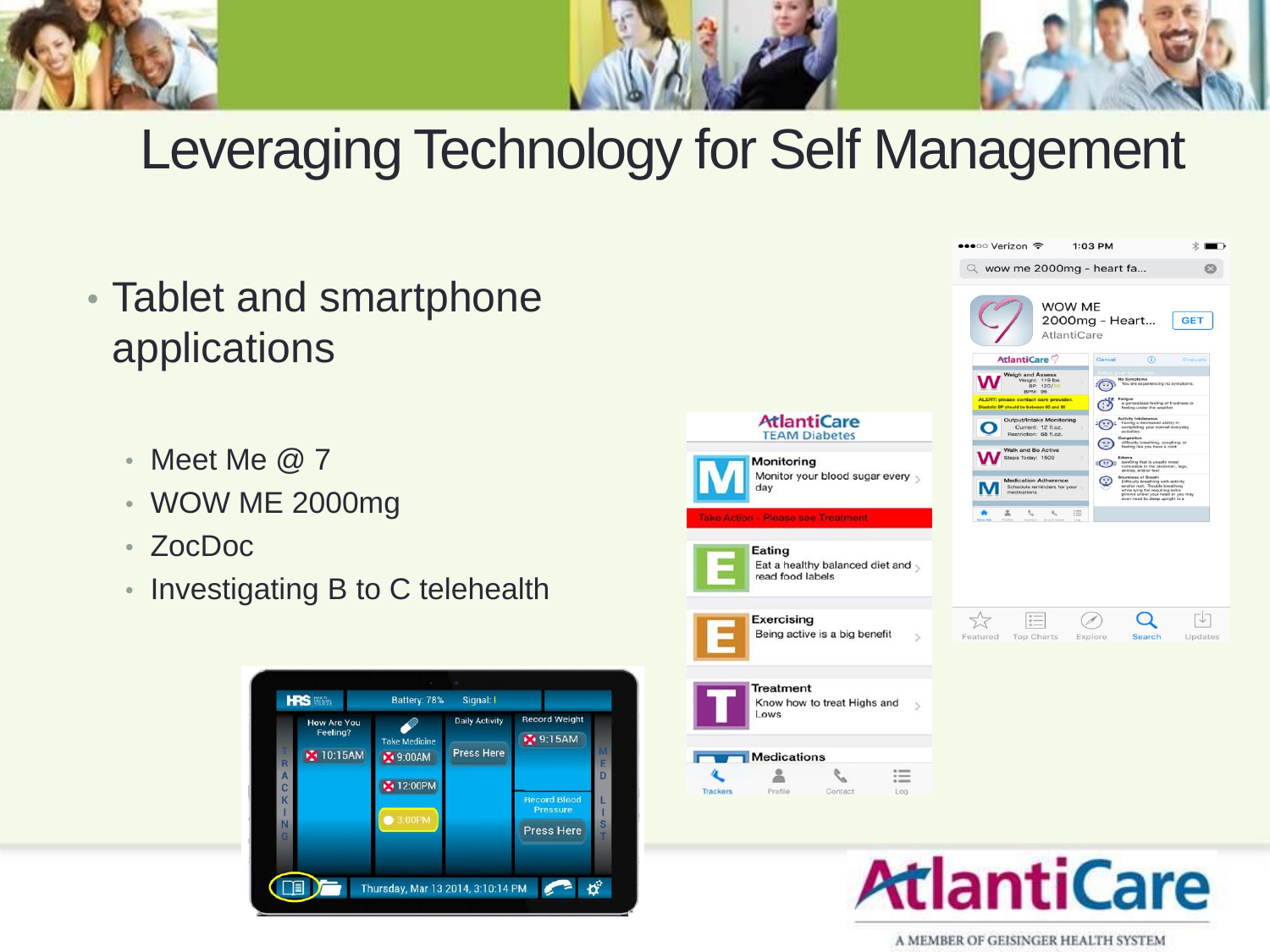# Leveraging Technology for Self Management

- Tablet and smartphone applications
  - Meet Me @ 7
  - WOW ME 2000mg
  - ZocDoc
  - Investigating B to C telehealth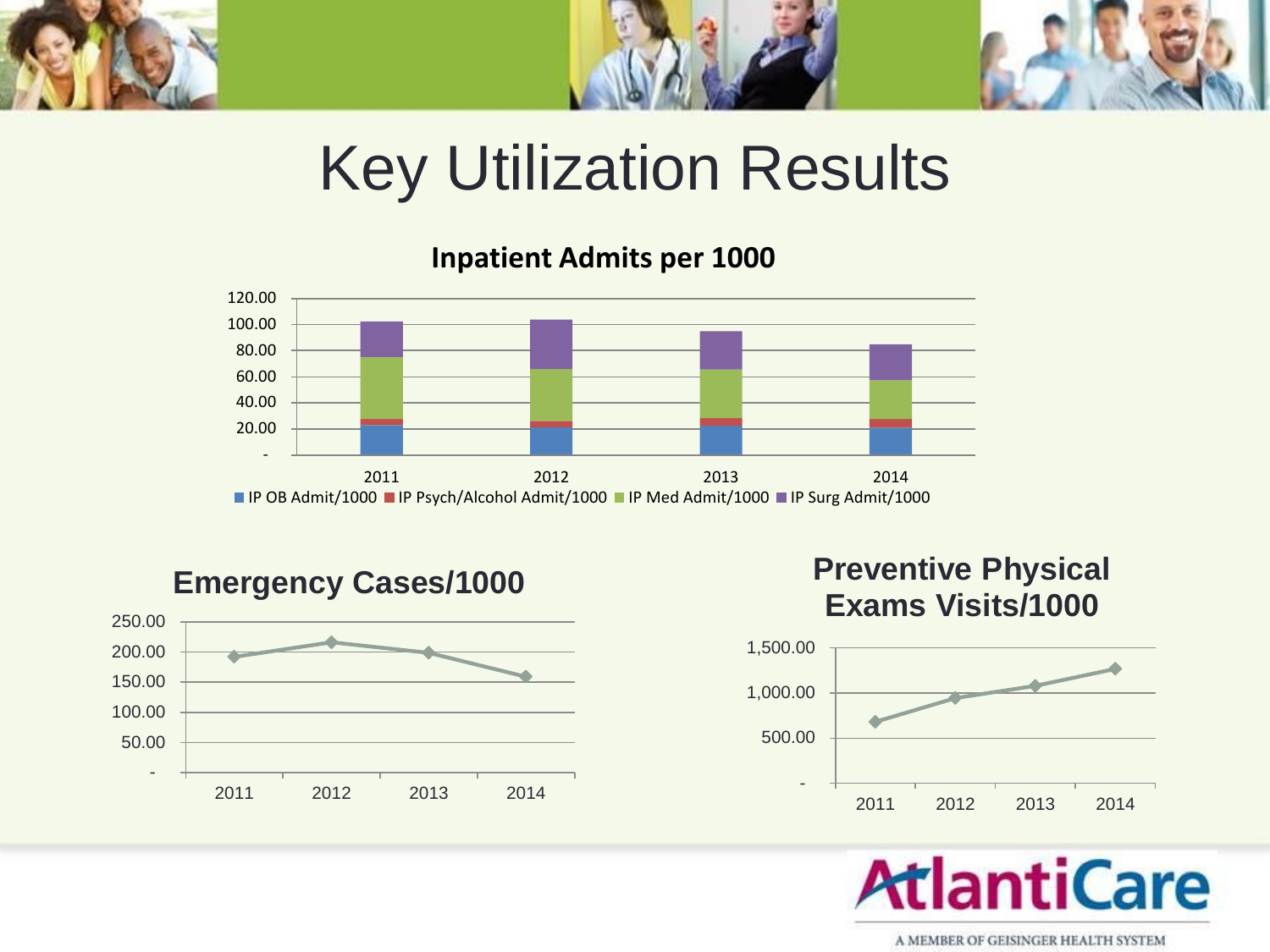# Key Utilization Results

**Inpatient Admits per 1000**

120.00
100.00
80.00
60.00
40.00
20.00
-

2011 2012 2013 2014

IP OB Admit/1000 | IP Psych/Alcohol Admit/1000 | IP Med Admit/1000 | IP Surg Admit/1000

**Emergency Cases/1000**

250.00
200.00
150.00
100.00
50.00
-

2011 2012 2013 2014

**Preventive Physical Exams Visits/1000**

1,500.00
1,000.00
500.00
-

2011 2012 2013 2014

AtlantiCare

A MEMBER OF GEISINGER HEALTH SYSTEM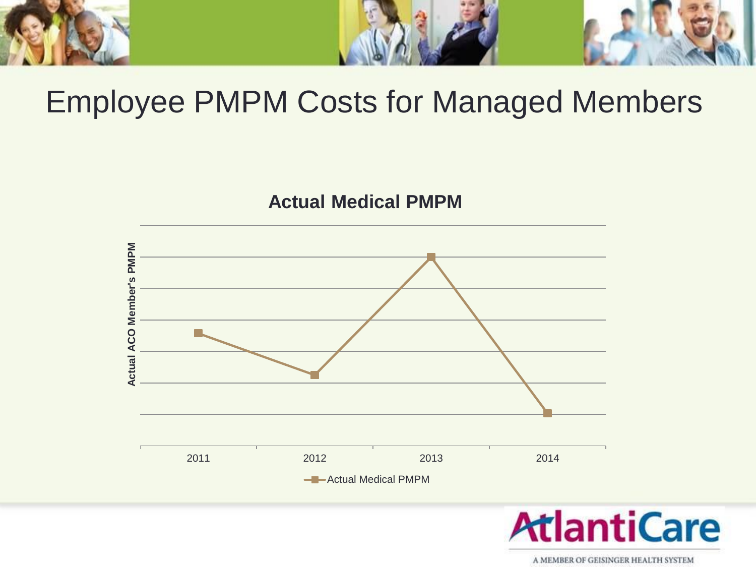# Employee PMPM Costs for Managed Members

Actual Medical PMPM

Actual ACO Member's PMPM

2011

2012

2013

2014

Actual Medical PMPM

AtlantiCare

A MEMBER OF GEISINGER HEALTH SYSTEM